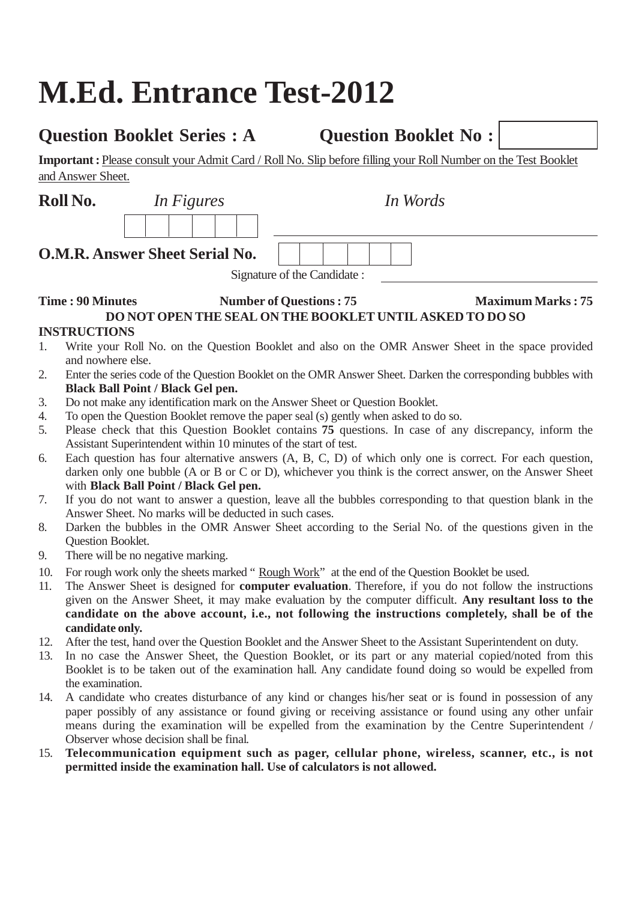# M.Ed. Entrance Test-2012

**Question Booklet Series : A** **Question Booklet No :**

**Important :** Please consult your Admit Card / Roll No. Slip before filling your Roll Number on the Test Booklet and Answer Sheet.

**Roll No.** *In Figures* *In Words*

**O.M.R. Answer Sheet Serial No.**

Signature of the Candidate :

**Time : 90 Minutes** **Number of Questions : 75** **Maximum Marks : 75**

**DO NOT OPEN THE SEAL ON THE BOOKLET UNTIL ASKED TO DO SO**

**INSTRUCTIONS**

1. Write your Roll No. on the Question Booklet and also on the OMR Answer Sheet in the space provided and nowhere else.
2. Enter the series code of the Question Booklet on the OMR Answer Sheet. Darken the corresponding bubbles with **Black Ball Point / Black Gel pen.**
3. Do not make any identification mark on the Answer Sheet or Question Booklet.
4. To open the Question Booklet remove the paper seal (s) gently when asked to do so.
5. Please check that this Question Booklet contains **75** questions. In case of any discrepancy, inform the Assistant Superintendent within 10 minutes of the start of test.
6. Each question has four alternative answers (A, B, C, D) of which only one is correct. For each question, darken only one bubble (A or B or C or D), whichever you think is the correct answer, on the Answer Sheet with **Black Ball Point / Black Gel pen.**
7. If you do not want to answer a question, leave all the bubbles corresponding to that question blank in the Answer Sheet. No marks will be deducted in such cases.
8. Darken the bubbles in the OMR Answer Sheet according to the Serial No. of the questions given in the Question Booklet.
9. There will be no negative marking.
10. For rough work only the sheets marked " Rough Work" at the end of the Question Booklet be used.
11. The Answer Sheet is designed for **computer evaluation**. Therefore, if you do not follow the instructions given on the Answer Sheet, it may make evaluation by the computer difficult. **Any resultant loss to the candidate on the above account, i.e., not following the instructions completely, shall be of the candidate only.**
12. After the test, hand over the Question Booklet and the Answer Sheet to the Assistant Superintendent on duty.
13. In no case the Answer Sheet, the Question Booklet, or its part or any material copied/noted from this Booklet is to be taken out of the examination hall. Any candidate found doing so would be expelled from the examination.
14. A candidate who creates disturbance of any kind or changes his/her seat or is found in possession of any paper possibly of any assistance or found giving or receiving assistance or found using any other unfair means during the examination will be expelled from the examination by the Centre Superintendent / Observer whose decision shall be final.
15. **Telecommunication equipment such as pager, cellular phone, wireless, scanner, etc., is not permitted inside the examination hall. Use of calculators is not allowed.**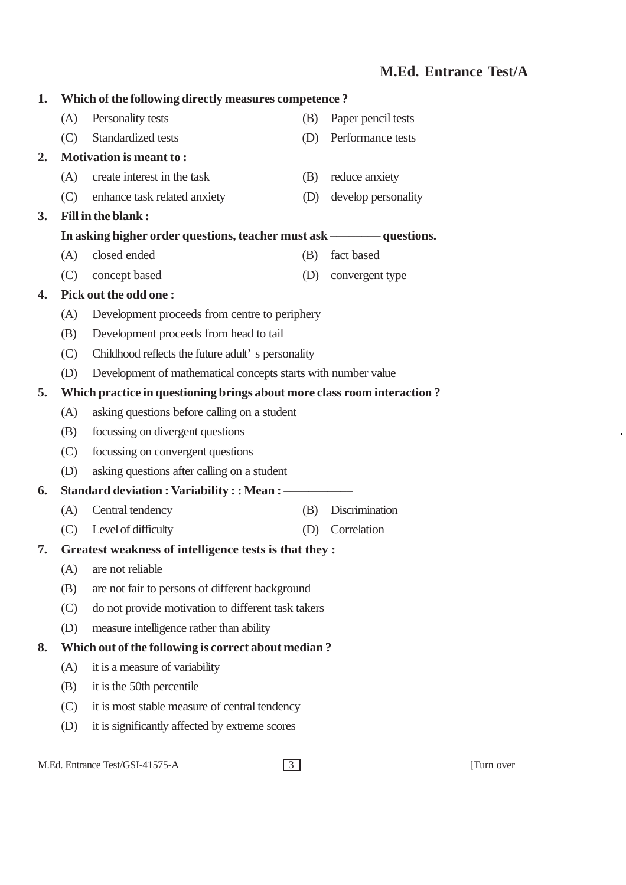**1. Which of the following directly measures competence ?**

(A) Personality tests

(B) Paper pencil tests

(C) Standardized tests

(D) Performance tests

**2. Motivation is meant to :**

(A) create interest in the task

(B) reduce anxiety

(C) enhance task related anxiety

(D) develop personality

**3. Fill in the blank :**

**In asking higher order questions, teacher must ask ———— questions.**

(A) closed ended

(B) fact based

(C) concept based

(D) convergent type

**4. Pick out the odd one :**

(A) Development proceeds from centre to periphery

(B) Development proceeds from head to tail

(C) Childhood reflects the future adult' s personality

(D) Development of mathematical concepts starts with number value

**5. Which practice in questioning brings about more class room interaction ?**

(A) asking questions before calling on a student

(B) focussing on divergent questions

(C) focussing on convergent questions

(D) asking questions after calling on a student

**6. Standard deviation : Variability : : Mean : ——————**

(A) Central tendency

(B) Discrimination

(C) Level of difficulty

(D) Correlation

**7. Greatest weakness of intelligence tests is that they :**

(A) are not reliable

(B) are not fair to persons of different background

(C) do not provide motivation to different task takers

(D) measure intelligence rather than ability

**8. Which out of the following is correct about median ?**

(A) it is a measure of variability

(B) it is the 50th percentile

(C) it is most stable measure of central tendency

(D) it is significantly affected by extreme scores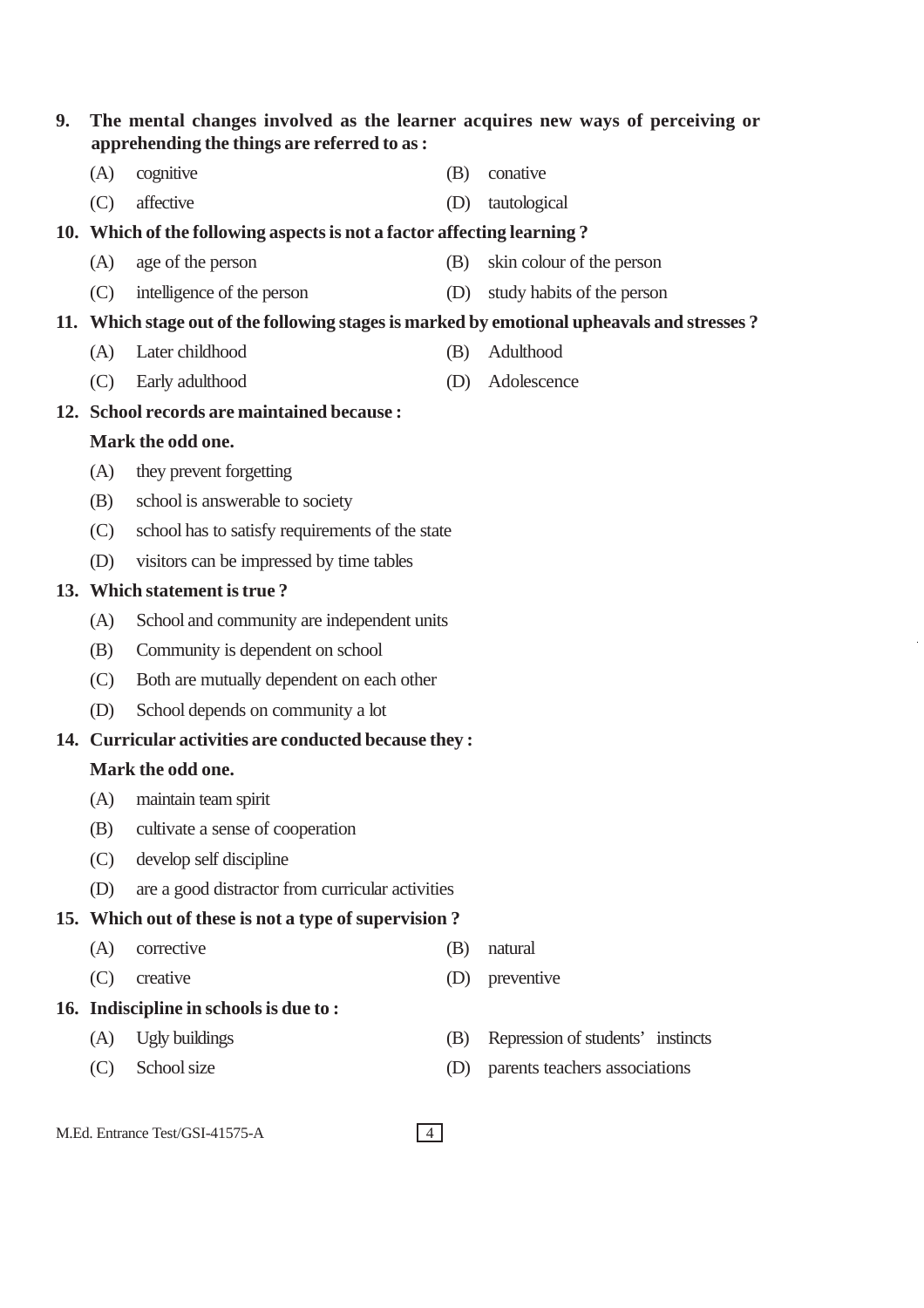**9. The mental changes involved as the learner acquires new ways of perceiving or apprehending the things are referred to as :**

(A) cognitive
(B) conative
(C) affective
(D) tautological

**10. Which of the following aspects is not a factor affecting learning ?**

(A) age of the person
(B) skin colour of the person
(C) intelligence of the person
(D) study habits of the person

**11. Which stage out of the following stages is marked by emotional upheavals and stresses ?**

(A) Later childhood
(B) Adulthood
(C) Early adulthood
(D) Adolescence

**12. School records are maintained because :**

**Mark the odd one.**

(A) they prevent forgetting
(B) school is answerable to society
(C) school has to satisfy requirements of the state
(D) visitors can be impressed by time tables

**13. Which statement is true ?**

(A) School and community are independent units
(B) Community is dependent on school
(C) Both are mutually dependent on each other
(D) School depends on community a lot

**14. Curricular activities are conducted because they :**

**Mark the odd one.**

(A) maintain team spirit
(B) cultivate a sense of cooperation
(C) develop self discipline
(D) are a good distractor from curricular activities

**15. Which out of these is not a type of supervision ?**

(A) corrective
(B) natural
(C) creative
(D) preventive

**16. Indiscipline in schools is due to :**

(A) Ugly buildings
(B) Repression of students' instincts
(C) School size
(D) parents teachers associations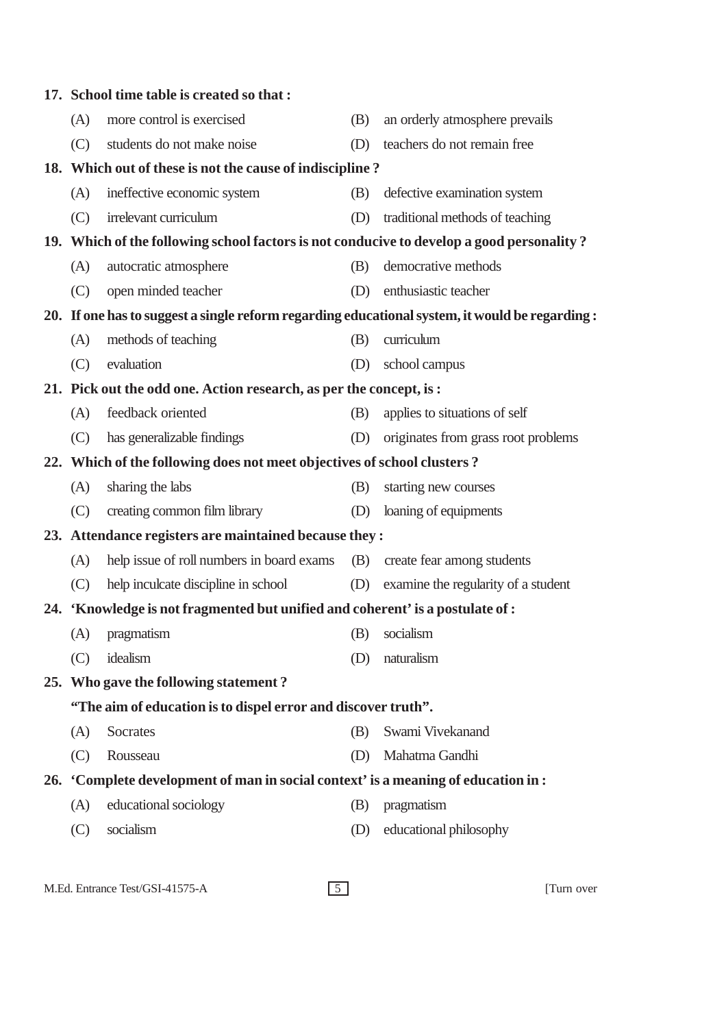**17. School time table is created so that :**

(A) more control is exercised
(B) an orderly atmosphere prevails
(C) students do not make noise
(D) teachers do not remain free

**18. Which out of these is not the cause of indiscipline ?**

(A) ineffective economic system
(B) defective examination system
(C) irrelevant curriculum
(D) traditional methods of teaching

**19. Which of the following school factors is not conducive to develop a good personality ?**

(A) autocratic atmosphere
(B) democrative methods
(C) open minded teacher
(D) enthusiastic teacher

**20. If one has to suggest a single reform regarding educational system, it would be regarding :**

(A) methods of teaching
(B) curriculum
(C) evaluation
(D) school campus

**21. Pick out the odd one. Action research, as per the concept, is :**

(A) feedback oriented
(B) applies to situations of self
(C) has generalizable findings
(D) originates from grass root problems

**22. Which of the following does not meet objectives of school clusters ?**

(A) sharing the labs
(B) starting new courses
(C) creating common film library
(D) loaning of equipments

**23. Attendance registers are maintained because they :**

(A) help issue of roll numbers in board exams
(B) create fear among students
(C) help inculcate discipline in school
(D) examine the regularity of a student

**24. 'Knowledge is not fragmented but unified and coherent' is a postulate of :**

(A) pragmatism
(B) socialism
(C) idealism
(D) naturalism

**25. Who gave the following statement ?**

**"The aim of education is to dispel error and discover truth".**

(A) Socrates
(B) Swami Vivekanand
(C) Rousseau
(D) Mahatma Gandhi

**26. 'Complete development of man in social context' is a meaning of education in :**

(A) educational sociology
(B) pragmatism
(C) socialism
(D) educational philosophy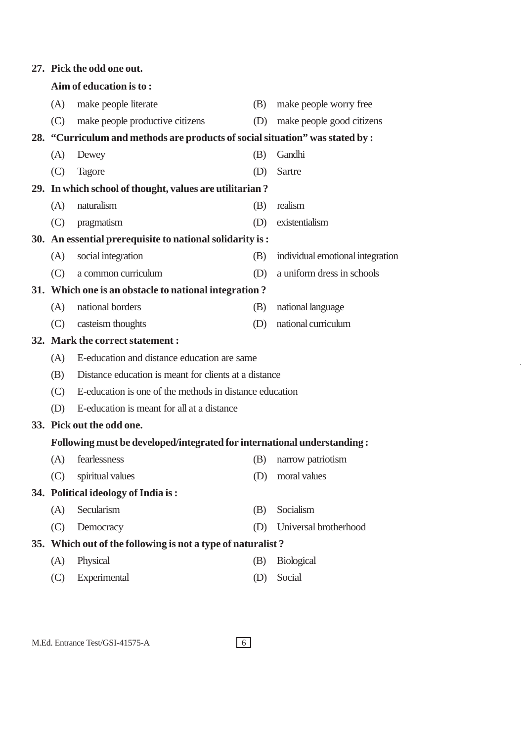**27. Pick the odd one out.**

**Aim of education is to :**

(A) make people literate

(B) make people worry free

(C) make people productive citizens

(D) make people good citizens

**28. "Curriculum and methods are products of social situation" was stated by :**

(A) Dewey

(B) Gandhi

(C) Tagore

(D) Sartre

**29. In which school of thought, values are utilitarian ?**

(A) naturalism

(B) realism

(C) pragmatism

(D) existentialism

**30. An essential prerequisite to national solidarity is :**

(A) social integration

(B) individual emotional integration

(C) a common curriculum

(D) a uniform dress in schools

**31. Which one is an obstacle to national integration ?**

(A) national borders

(B) national language

(C) casteism thoughts

(D) national curriculum

**32. Mark the correct statement :**

(A) E-education and distance education are same

(B) Distance education is meant for clients at a distance

(C) E-education is one of the methods in distance education

(D) E-education is meant for all at a distance

**33. Pick out the odd one.**

**Following must be developed/integrated for international understanding :**

(A) fearlessness

(B) narrow patriotism

(C) spiritual values

(D) moral values

**34. Political ideology of India is :**

(A) Secularism

(B) Socialism

(C) Democracy

(D) Universal brotherhood

**35. Which out of the following is not a type of naturalist ?**

(A) Physical

(B) Biological

(C) Experimental

(D) Social

M.Ed. Entrance Test/GSI-41575-A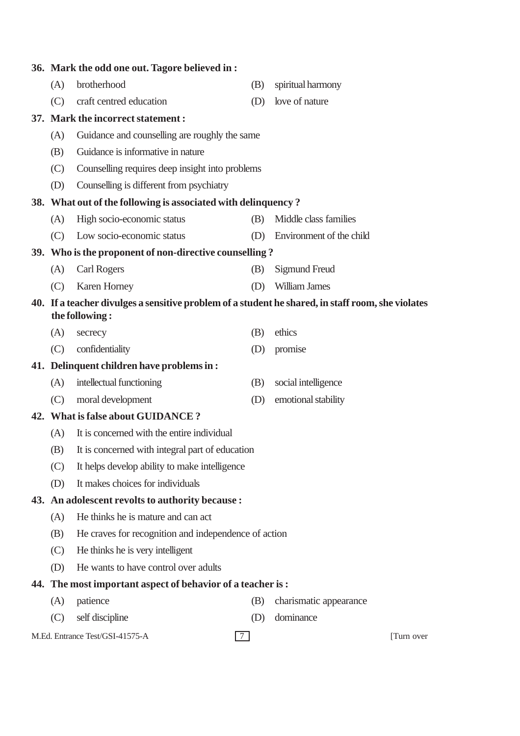**36. Mark the odd one out. Tagore believed in :**

(A) brotherhood
(B) spiritual harmony
(C) craft centred education
(D) love of nature

**37. Mark the incorrect statement :**

(A) Guidance and counselling are roughly the same
(B) Guidance is informative in nature
(C) Counselling requires deep insight into problems
(D) Counselling is different from psychiatry

**38. What out of the following is associated with delinquency ?**

(A) High socio-economic status
(B) Middle class families
(C) Low socio-economic status
(D) Environment of the child

**39. Who is the proponent of non-directive counselling ?**

(A) Carl Rogers
(B) Sigmund Freud
(C) Karen Horney
(D) William James

**40. If a teacher divulges a sensitive problem of a student he shared, in staff room, she violates the following :**

(A) secrecy
(B) ethics
(C) confidentiality
(D) promise

**41. Delinquent children have problems in :**

(A) intellectual functioning
(B) social intelligence
(C) moral development
(D) emotional stability

**42. What is false about GUIDANCE ?**

(A) It is concerned with the entire individual
(B) It is concerned with integral part of education
(C) It helps develop ability to make intelligence
(D) It makes choices for individuals

**43. An adolescent revolts to authority because :**

(A) He thinks he is mature and can act
(B) He craves for recognition and independence of action
(C) He thinks he is very intelligent
(D) He wants to have control over adults

**44. The most important aspect of behavior of a teacher is :**

(A) patience
(B) charismatic appearance
(C) self discipline
(D) dominance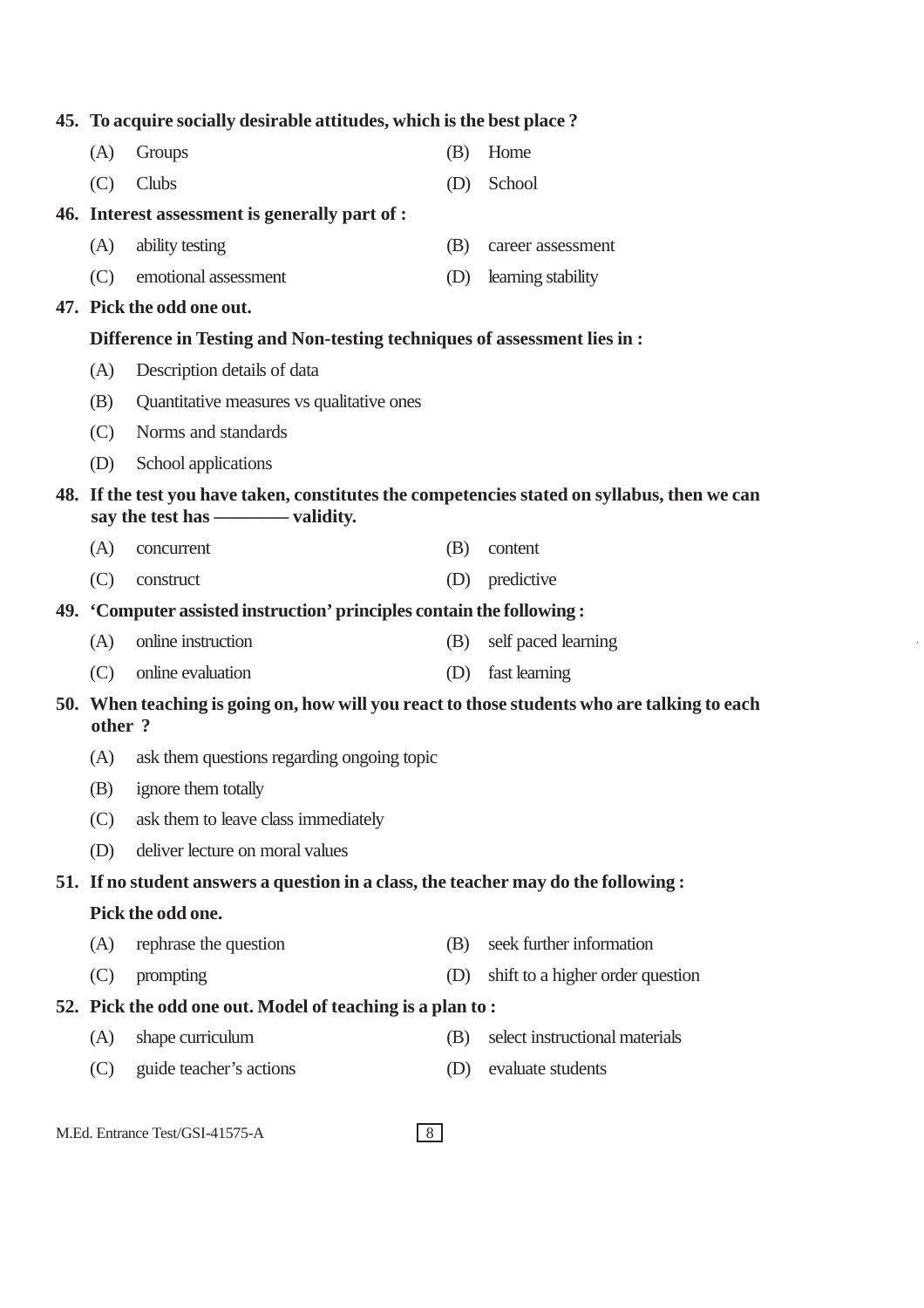**45. To acquire socially desirable attitudes, which is the best place ?**

(A) Groups

(B) Home

(C) Clubs

(D) School

**46. Interest assessment is generally part of :**

(A) ability testing

(B) career assessment

(C) emotional assessment

(D) learning stability

**47. Pick the odd one out.**

**Difference in Testing and Non-testing techniques of assessment lies in :**

(A) Description details of data

(B) Quantitative measures vs qualitative ones

(C) Norms and standards

(D) School applications

**48. If the test you have taken, constitutes the competencies stated on syllabus, then we can say the test has ———— validity.**

(A) concurrent

(B) content

(C) construct

(D) predictive

**49. 'Computer assisted instruction' principles contain the following :**

(A) online instruction

(B) self paced learning

(C) online evaluation

(D) fast learning

**50. When teaching is going on, how will you react to those students who are talking to each other ?**

(A) ask them questions regarding ongoing topic

(B) ignore them totally

(C) ask them to leave class immediately

(D) deliver lecture on moral values

**51. If no student answers a question in a class, the teacher may do the following :**

**Pick the odd one.**

(A) rephrase the question

(B) seek further information

(C) prompting

(D) shift to a higher order question

**52. Pick the odd one out. Model of teaching is a plan to :**

(A) shape curriculum

(B) select instructional materials

(C) guide teacher's actions

(D) evaluate students

M.Ed. Entrance Test/GSI-41575-A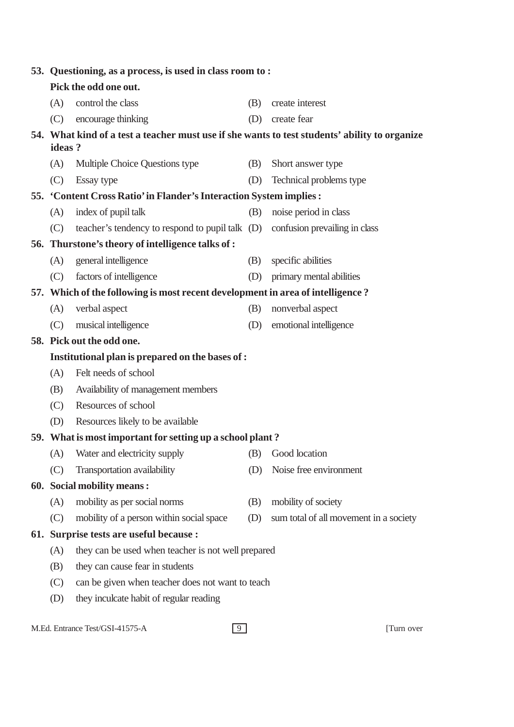**53. Questioning, as a process, is used in class room to :**

**Pick the odd one out.**

(A) control the class

(B) create interest

(C) encourage thinking

(D) create fear

**54. What kind of a test a teacher must use if she wants to test students' ability to organize ideas ?**

(A) Multiple Choice Questions type

(B) Short answer type

(C) Essay type

(D) Technical problems type

**55. 'Content Cross Ratio' in Flander's Interaction System implies :**

(A) index of pupil talk

(B) noise period in class

(C) teacher's tendency to respond to pupil talk

(D) confusion prevailing in class

**56. Thurstone's theory of intelligence talks of :**

(A) general intelligence

(B) specific abilities

(C) factors of intelligence

(D) primary mental abilities

**57. Which of the following is most recent development in area of intelligence ?**

(A) verbal aspect

(B) nonverbal aspect

(C) musical intelligence

(D) emotional intelligence

**58. Pick out the odd one.**

**Institutional plan is prepared on the bases of :**

(A) Felt needs of school

(B) Availability of management members

(C) Resources of school

(D) Resources likely to be available

**59. What is most important for setting up a school plant ?**

(A) Water and electricity supply

(B) Good location

(C) Transportation availability

(D) Noise free environment

**60. Social mobility means :**

(A) mobility as per social norms

(B) mobility of society

(C) mobility of a person within social space

(D) sum total of all movement in a society

**61. Surprise tests are useful because :**

(A) they can be used when teacher is not well prepared

(B) they can cause fear in students

(C) can be given when teacher does not want to teach

(D) they inculcate habit of regular reading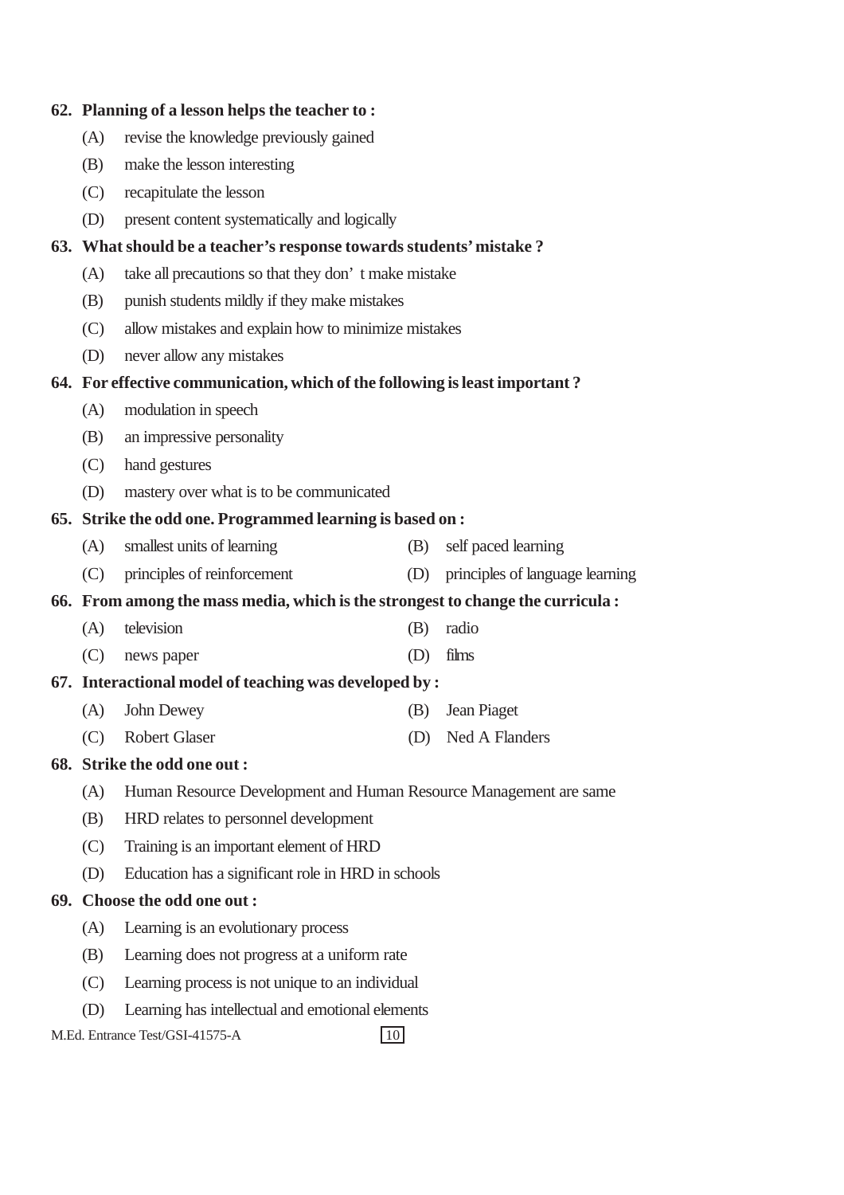**62. Planning of a lesson helps the teacher to :**

(A) revise the knowledge previously gained

(B) make the lesson interesting

(C) recapitulate the lesson

(D) present content systematically and logically

**63. What should be a teacher's response towards students' mistake ?**

(A) take all precautions so that they don' t make mistake

(B) punish students mildly if they make mistakes

(C) allow mistakes and explain how to minimize mistakes

(D) never allow any mistakes

**64. For effective communication, which of the following is least important ?**

(A) modulation in speech

(B) an impressive personality

(C) hand gestures

(D) mastery over what is to be communicated

**65. Strike the odd one. Programmed learning is based on :**

(A) smallest units of learning

(B) self paced learning

(C) principles of reinforcement

(D) principles of language learning

**66. From among the mass media, which is the strongest to change the curricula :**

(A) television

(B) radio

(C) news paper

(D) films

**67. Interactional model of teaching was developed by :**

(A) John Dewey

(B) Jean Piaget

(C) Robert Glaser

(D) Ned A Flanders

**68. Strike the odd one out :**

(A) Human Resource Development and Human Resource Management are same

(B) HRD relates to personnel development

(C) Training is an important element of HRD

(D) Education has a significant role in HRD in schools

**69. Choose the odd one out :**

(A) Learning is an evolutionary process

(B) Learning does not progress at a uniform rate

(C) Learning process is not unique to an individual

(D) Learning has intellectual and emotional elements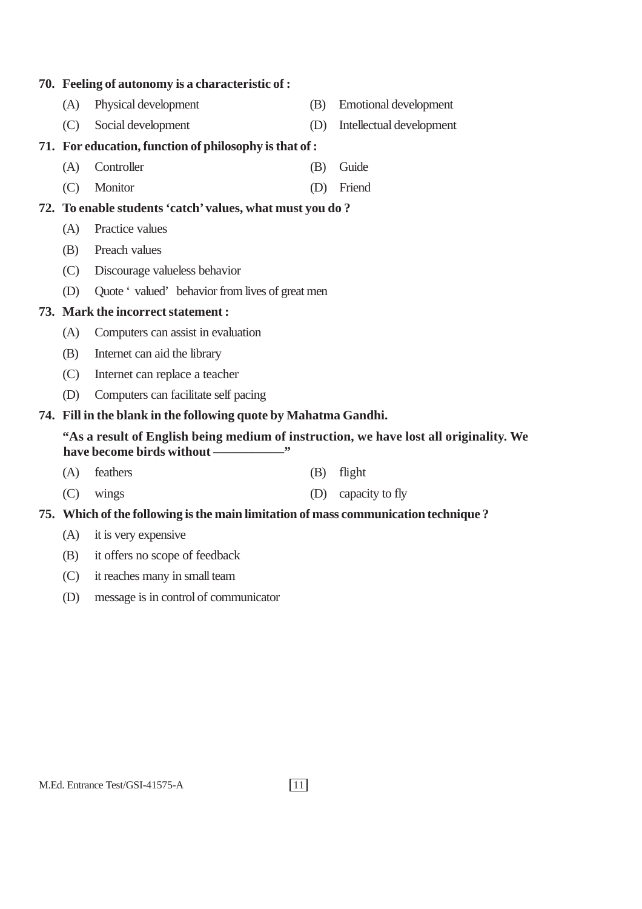**70. Feeling of autonomy is a characteristic of :**

(A) Physical development

(B) Emotional development

(C) Social development

(D) Intellectual development

**71. For education, function of philosophy is that of :**

(A) Controller

(B) Guide

(C) Monitor

(D) Friend

**72. To enable students 'catch' values, what must you do ?**

(A) Practice values

(B) Preach values

(C) Discourage valueless behavior

(D) Quote ' valued' behavior from lives of great men

**73. Mark the incorrect statement :**

(A) Computers can assist in evaluation

(B) Internet can aid the library

(C) Internet can replace a teacher

(D) Computers can facilitate self pacing

**74. Fill in the blank in the following quote by Mahatma Gandhi.**

**"As a result of English being medium of instruction, we have lost all originality. We have become birds without ——————"**

(A) feathers

(B) flight

(C) wings

(D) capacity to fly

**75. Which of the following is the main limitation of mass communication technique ?**

(A) it is very expensive

(B) it offers no scope of feedback

(C) it reaches many in small team

(D) message is in control of communicator

M.Ed. Entrance Test/GSI-41575-A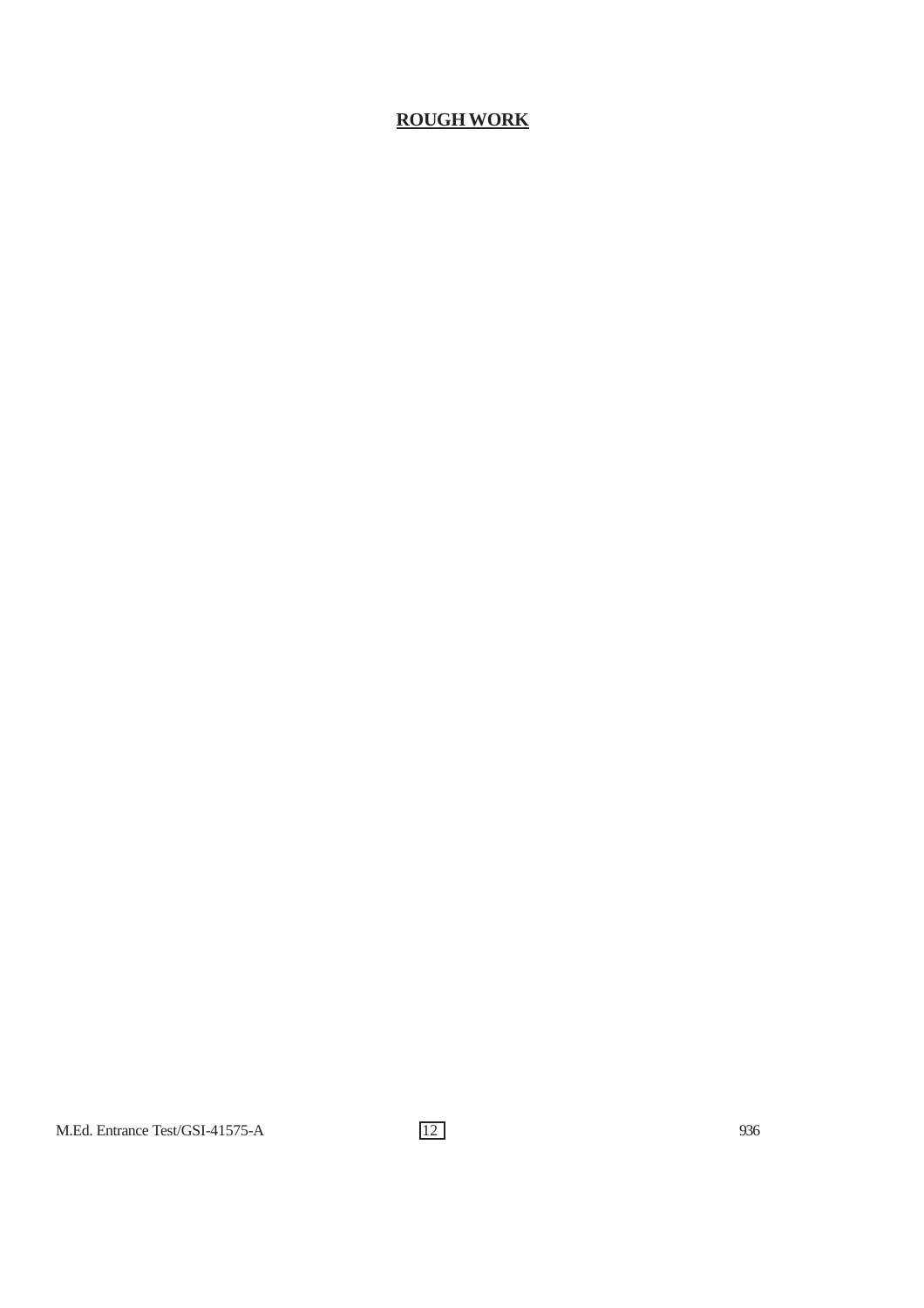**ROUGH WORK**